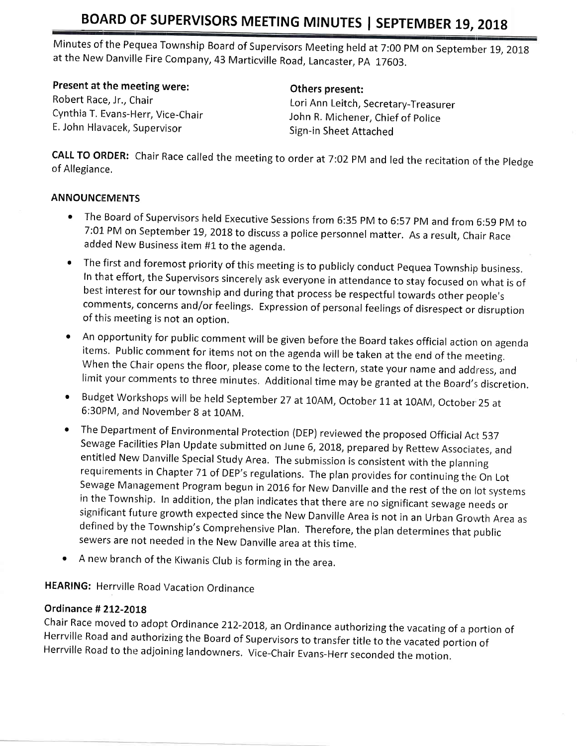# BOARD OF SUPERVISORS MEETING MINUTES | SEPTEMBER 19, 2018

Minutes of the Pequea Township Board of Supervisors Meeting held at 7:00 PM on September 19, 2018 at the New Danville Fire Company, 43 Marticville Road, Lancaster, PA 17603.

**Present at the meeting were:**
Robert Race, Jr., Chair
Cynthia T. Evans-Herr, Vice-Chair
E. John Hlavacek, Supervisor

**Others present:**
Lori Ann Leitch, Secretary-Treasurer
John R. Michener, Chief of Police
Sign-in Sheet Attached

**CALL TO ORDER:** Chair Race called the meeting to order at 7:02 PM and led the recitation of the Pledge of Allegiance.

**ANNOUNCEMENTS**

- The Board of Supervisors held Executive Sessions from 6:35 PM to 6:57 PM and from 6:59 PM to 7:01 PM on September 19, 2018 to discuss a police personnel matter. As a result, Chair Race added New Business item #1 to the agenda.
- The first and foremost priority of this meeting is to publicly conduct Pequea Township business. In that effort, the Supervisors sincerely ask everyone in attendance to stay focused on what is of best interest for our township and during that process be respectful towards other people's comments, concerns and/or feelings. Expression of personal feelings of disrespect or disruption of this meeting is not an option.
- An opportunity for public comment will be given before the Board takes official action on agenda items. Public comment for items not on the agenda will be taken at the end of the meeting. When the Chair opens the floor, please come to the lectern, state your name and address, and limit your comments to three minutes. Additional time may be granted at the Board's discretion.
- Budget Workshops will be held September 27 at 10AM, October 11 at 10AM, October 25 at 6:30PM, and November 8 at 10AM.
- The Department of Environmental Protection (DEP) reviewed the proposed Official Act 537 Sewage Facilities Plan Update submitted on June 6, 2018, prepared by Rettew Associates, and entitled New Danville Special Study Area. The submission is consistent with the planning requirements in Chapter 71 of DEP's regulations. The plan provides for continuing the On Lot Sewage Management Program begun in 2016 for New Danville and the rest of the on lot systems in the Township. In addition, the plan indicates that there are no significant sewage needs or significant future growth expected since the New Danville Area is not in an Urban Growth Area as defined by the Township's Comprehensive Plan. Therefore, the plan determines that public sewers are not needed in the New Danville area at this time.
- A new branch of the Kiwanis Club is forming in the area.

**HEARING:** Herrville Road Vacation Ordinance

**Ordinance # 212-2018**

Chair Race moved to adopt Ordinance 212-2018, an Ordinance authorizing the vacating of a portion of Herrville Road and authorizing the Board of Supervisors to transfer title to the vacated portion of Herrville Road to the adjoining landowners. Vice-Chair Evans-Herr seconded the motion.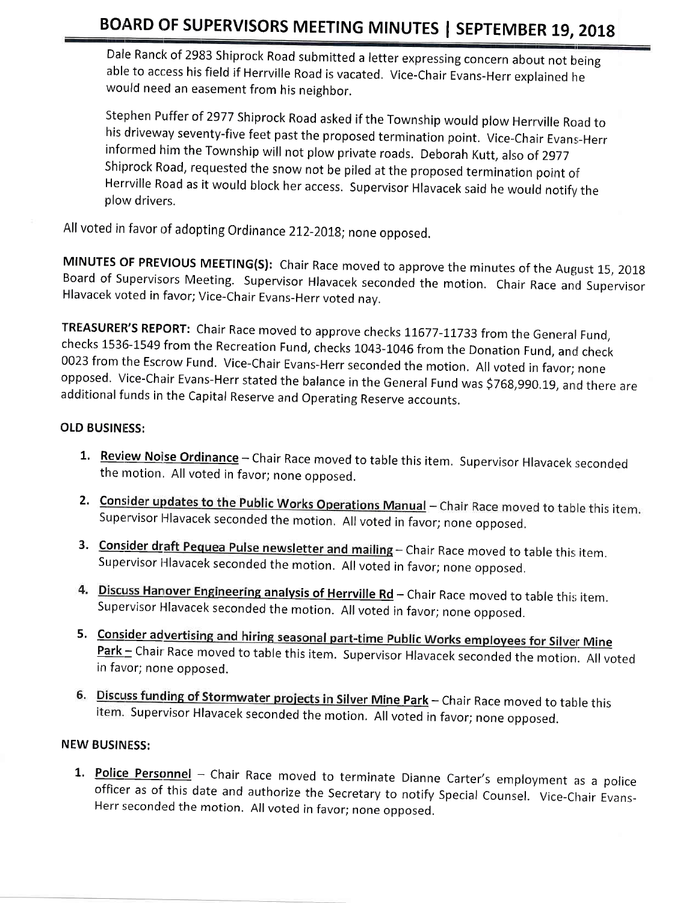Dale Ranck of 2983 Shiprock Road submitted a letter expressing concern about not being able to access his field if Herrville Road is vacated. Vice-Chair Evans-Herr explained he would need an easement from his neighbor.

Stephen Puffer of 2977 Shiprock Road asked if the Township would plow Herrville Road to his driveway seventy-five feet past the proposed termination point. Vice-Chair Evans-Herr informed him the Township will not plow private roads. Deborah Kutt, also of 2977 Shiprock Road, requested the snow not be piled at the proposed termination point of Herrville Road as it would block her access. Supervisor Hlavacek said he would notify the plow drivers.

All voted in favor of adopting Ordinance 212-2018; none opposed.

**MINUTES OF PREVIOUS MEETING(S):** Chair Race moved to approve the minutes of the August 15, 2018 Board of Supervisors Meeting. Supervisor Hlavacek seconded the motion. Chair Race and Supervisor Hlavacek voted in favor; Vice-Chair Evans-Herr voted nay.

**TREASURER'S REPORT:** Chair Race moved to approve checks 11677-11733 from the General Fund, checks 1536-1549 from the Recreation Fund, checks 1043-1046 from the Donation Fund, and check 0023 from the Escrow Fund. Vice-Chair Evans-Herr seconded the motion. All voted in favor; none opposed. Vice-Chair Evans-Herr stated the balance in the General Fund was $768,990.19, and there are additional funds in the Capital Reserve and Operating Reserve accounts.

**OLD BUSINESS:**

1. **Review Noise Ordinance** – Chair Race moved to table this item. Supervisor Hlavacek seconded the motion. All voted in favor; none opposed.
2. **Consider updates to the Public Works Operations Manual** – Chair Race moved to table this item. Supervisor Hlavacek seconded the motion. All voted in favor; none opposed.
3. **Consider draft Pequea Pulse newsletter and mailing** – Chair Race moved to table this item. Supervisor Hlavacek seconded the motion. All voted in favor; none opposed.
4. **Discuss Hanover Engineering analysis of Herrville Rd** – Chair Race moved to table this item. Supervisor Hlavacek seconded the motion. All voted in favor; none opposed.
5. **Consider advertising and hiring seasonal part-time Public Works employees for Silver Mine Park** – Chair Race moved to table this item. Supervisor Hlavacek seconded the motion. All voted in favor; none opposed.
6. **Discuss funding of Stormwater projects in Silver Mine Park** – Chair Race moved to table this item. Supervisor Hlavacek seconded the motion. All voted in favor; none opposed.

**NEW BUSINESS:**

1. **Police Personnel** – Chair Race moved to terminate Dianne Carter's employment as a police officer as of this date and authorize the Secretary to notify Special Counsel. Vice-Chair Evans-Herr seconded the motion. All voted in favor; none opposed.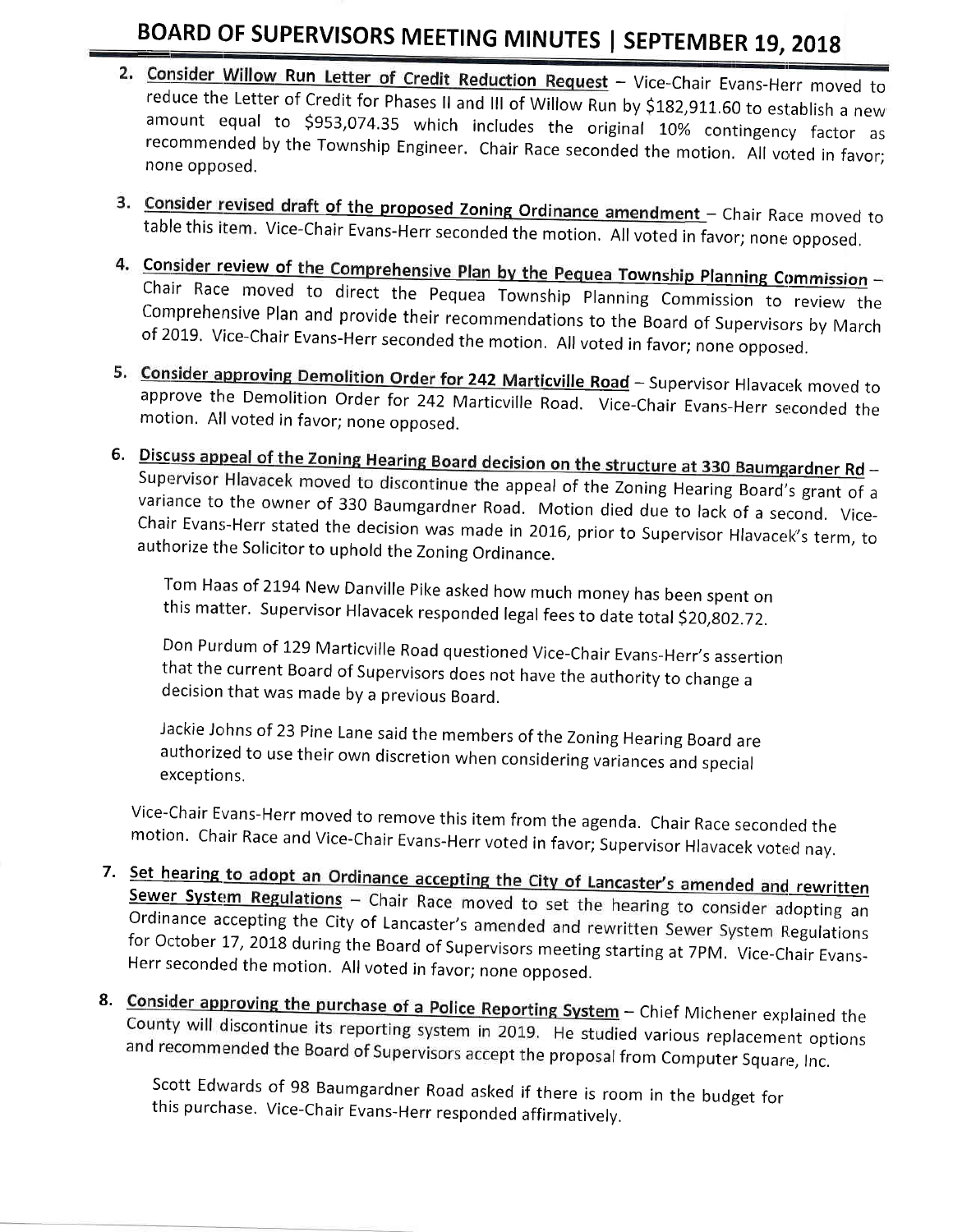2. **Consider Willow Run Letter of Credit Reduction Request** – Vice-Chair Evans-Herr moved to reduce the Letter of Credit for Phases II and III of Willow Run by $182,911.60 to establish a new amount equal to $953,074.35 which includes the original 10% contingency factor as recommended by the Township Engineer. Chair Race seconded the motion. All voted in favor; none opposed.

3. **Consider revised draft of the proposed Zoning Ordinance amendment** – Chair Race moved to table this item. Vice-Chair Evans-Herr seconded the motion. All voted in favor; none opposed.

4. **Consider review of the Comprehensive Plan by the Pequea Township Planning Commission** – Chair Race moved to direct the Pequea Township Planning Commission to review the Comprehensive Plan and provide their recommendations to the Board of Supervisors by March of 2019. Vice-Chair Evans-Herr seconded the motion. All voted in favor; none opposed.

5. **Consider approving Demolition Order for 242 Marticville Road** – Supervisor Hlavacek moved to approve the Demolition Order for 242 Marticville Road. Vice-Chair Evans-Herr seconded the motion. All voted in favor; none opposed.

6. **Discuss appeal of the Zoning Hearing Board decision on the structure at 330 Baumgardner Rd** – Supervisor Hlavacek moved to discontinue the appeal of the Zoning Hearing Board's grant of a variance to the owner of 330 Baumgardner Road. Motion died due to lack of a second. Vice-Chair Evans-Herr stated the decision was made in 2016, prior to Supervisor Hlavacek's term, to authorize the Solicitor to uphold the Zoning Ordinance.

   Tom Haas of 2194 New Danville Pike asked how much money has been spent on this matter. Supervisor Hlavacek responded legal fees to date total $20,802.72.

   Don Purdum of 129 Marticville Road questioned Vice-Chair Evans-Herr's assertion that the current Board of Supervisors does not have the authority to change a decision that was made by a previous Board.

   Jackie Johns of 23 Pine Lane said the members of the Zoning Hearing Board are authorized to use their own discretion when considering variances and special exceptions.

   Vice-Chair Evans-Herr moved to remove this item from the agenda. Chair Race seconded the motion. Chair Race and Vice-Chair Evans-Herr voted in favor; Supervisor Hlavacek voted nay.

7. **Set hearing to adopt an Ordinance accepting the City of Lancaster's amended and rewritten Sewer System Regulations** – Chair Race moved to set the hearing to consider adopting an Ordinance accepting the City of Lancaster's amended and rewritten Sewer System Regulations for October 17, 2018 during the Board of Supervisors meeting starting at 7PM. Vice-Chair Evans-Herr seconded the motion. All voted in favor; none opposed.

8. **Consider approving the purchase of a Police Reporting System** – Chief Michener explained the County will discontinue its reporting system in 2019. He studied various replacement options and recommended the Board of Supervisors accept the proposal from Computer Square, Inc.

   Scott Edwards of 98 Baumgardner Road asked if there is room in the budget for this purchase. Vice-Chair Evans-Herr responded affirmatively.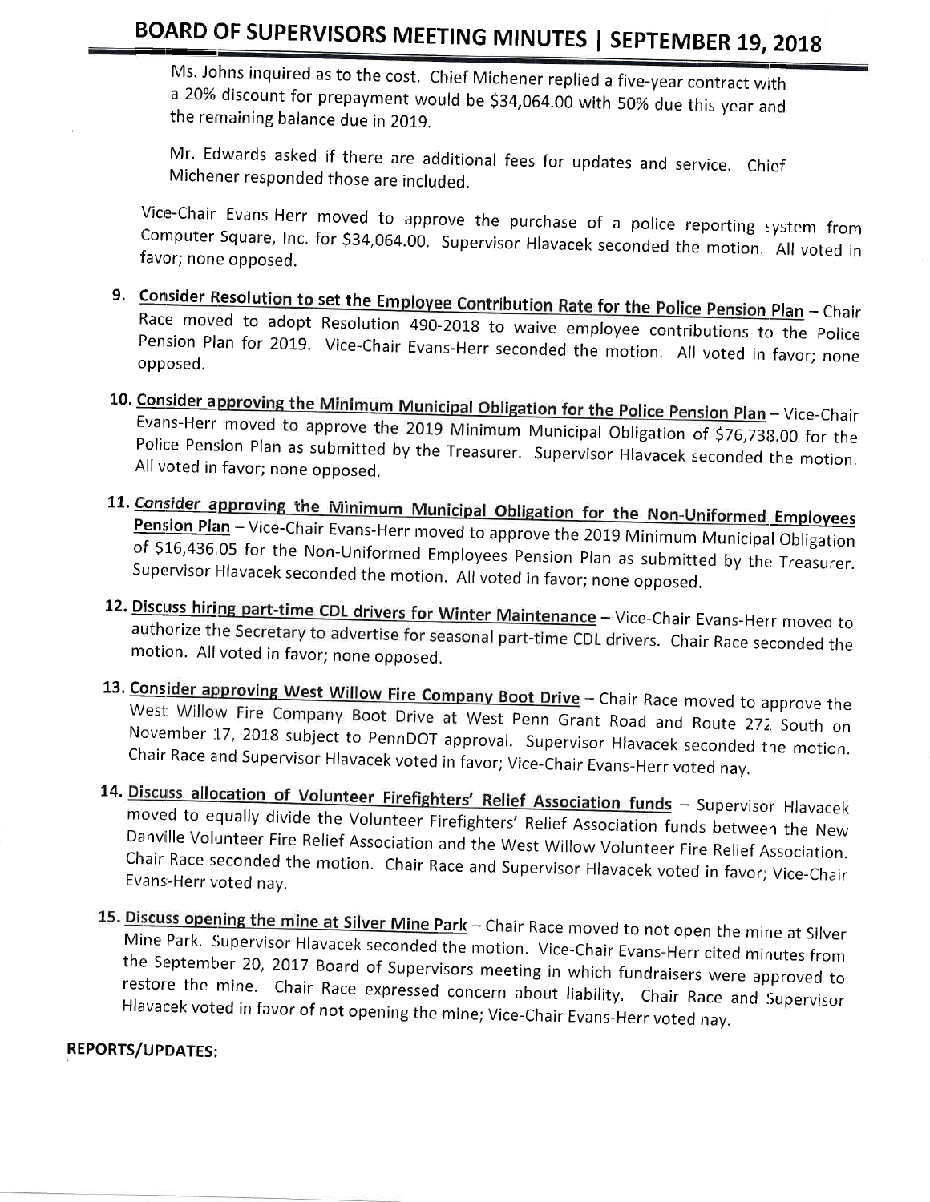Ms. Johns inquired as to the cost. Chief Michener replied a five-year contract with a 20% discount for prepayment would be $34,064.00 with 50% due this year and the remaining balance due in 2019.

Mr. Edwards asked if there are additional fees for updates and service. Chief Michener responded those are included.

Vice-Chair Evans-Herr moved to approve the purchase of a police reporting system from Computer Square, Inc. for $34,064.00. Supervisor Hlavacek seconded the motion. All voted in favor; none opposed.

9. <u>Consider Resolution to set the Employee Contribution Rate for the Police Pension Plan</u> – Chair Race moved to adopt Resolution 490-2018 to waive employee contributions to the Police Pension Plan for 2019. Vice-Chair Evans-Herr seconded the motion. All voted in favor; none opposed.

10. <u>Consider approving the Minimum Municipal Obligation for the Police Pension Plan</u> – Vice-Chair Evans-Herr moved to approve the 2019 Minimum Municipal Obligation of $76,738.00 for the Police Pension Plan as submitted by the Treasurer. Supervisor Hlavacek seconded the motion. All voted in favor; none opposed.

11. <u>Consider approving the Minimum Municipal Obligation for the Non-Uniformed Employees Pension Plan</u> – Vice-Chair Evans-Herr moved to approve the 2019 Minimum Municipal Obligation of $16,436.05 for the Non-Uniformed Employees Pension Plan as submitted by the Treasurer. Supervisor Hlavacek seconded the motion. All voted in favor; none opposed.

12. <u>Discuss hiring part-time CDL drivers for Winter Maintenance</u> – Vice-Chair Evans-Herr moved to authorize the Secretary to advertise for seasonal part-time CDL drivers. Chair Race seconded the motion. All voted in favor; none opposed.

13. <u>Consider approving West Willow Fire Company Boot Drive</u> – Chair Race moved to approve the West Willow Fire Company Boot Drive at West Penn Grant Road and Route 272 South on November 17, 2018 subject to PennDOT approval. Supervisor Hlavacek seconded the motion. Chair Race and Supervisor Hlavacek voted in favor; Vice-Chair Evans-Herr voted nay.

14. <u>Discuss allocation of Volunteer Firefighters' Relief Association funds</u> – Supervisor Hlavacek moved to equally divide the Volunteer Firefighters' Relief Association funds between the New Danville Volunteer Fire Relief Association and the West Willow Volunteer Fire Relief Association. Chair Race seconded the motion. Chair Race and Supervisor Hlavacek voted in favor; Vice-Chair Evans-Herr voted nay.

15. <u>Discuss opening the mine at Silver Mine Park</u> – Chair Race moved to not open the mine at Silver Mine Park. Supervisor Hlavacek seconded the motion. Vice-Chair Evans-Herr cited minutes from the September 20, 2017 Board of Supervisors meeting in which fundraisers were approved to restore the mine. Chair Race expressed concern about liability. Chair Race and Supervisor Hlavacek voted in favor of not opening the mine; Vice-Chair Evans-Herr voted nay.

**REPORTS/UPDATES:**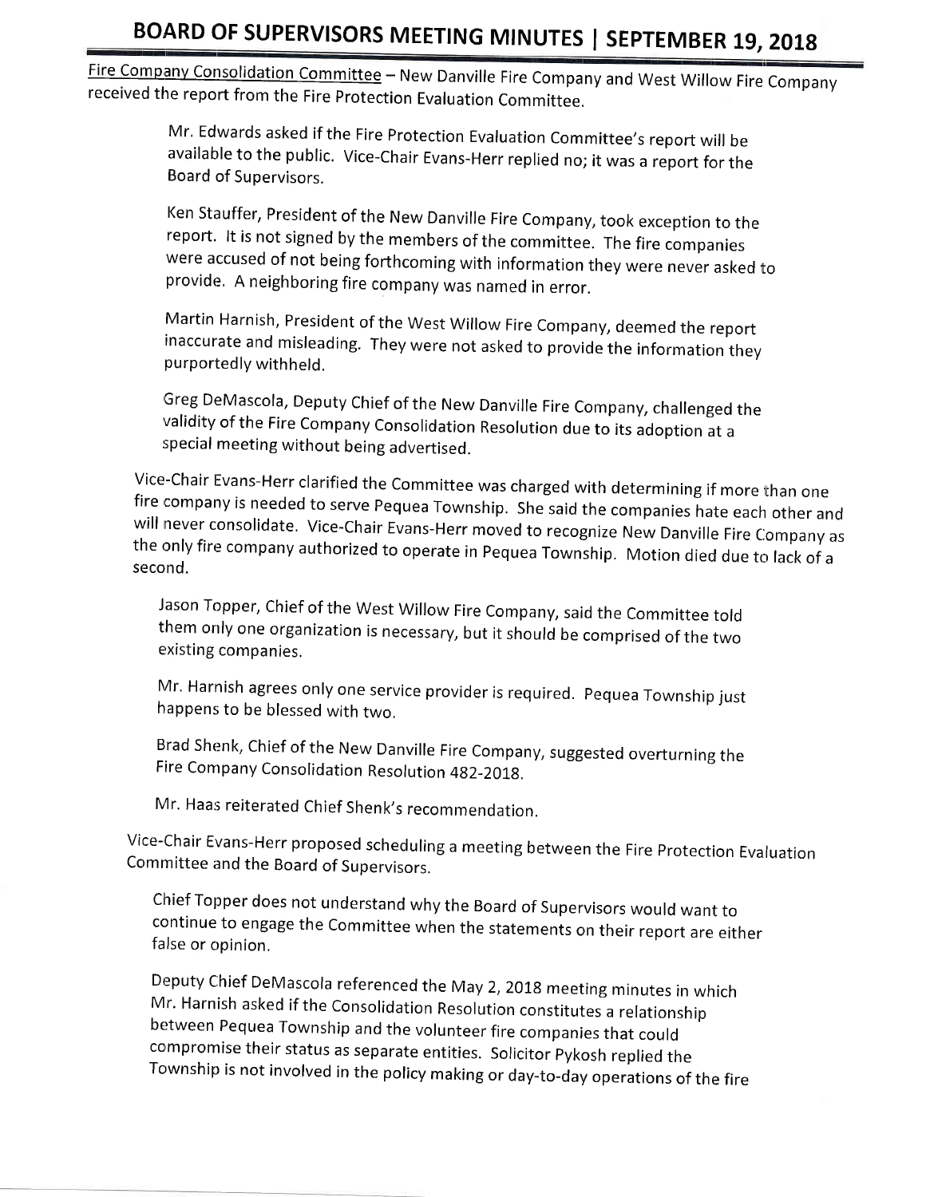Fire Company Consolidation Committee – New Danville Fire Company and West Willow Fire Company received the report from the Fire Protection Evaluation Committee.

> Mr. Edwards asked if the Fire Protection Evaluation Committee's report will be available to the public. Vice-Chair Evans-Herr replied no; it was a report for the Board of Supervisors.
>
> Ken Stauffer, President of the New Danville Fire Company, took exception to the report. It is not signed by the members of the committee. The fire companies were accused of not being forthcoming with information they were never asked to provide. A neighboring fire company was named in error.
>
> Martin Harnish, President of the West Willow Fire Company, deemed the report inaccurate and misleading. They were not asked to provide the information they purportedly withheld.
>
> Greg DeMascola, Deputy Chief of the New Danville Fire Company, challenged the validity of the Fire Company Consolidation Resolution due to its adoption at a special meeting without being advertised.

Vice-Chair Evans-Herr clarified the Committee was charged with determining if more than one fire company is needed to serve Pequea Township. She said the companies hate each other and will never consolidate. Vice-Chair Evans-Herr moved to recognize New Danville Fire Company as the only fire company authorized to operate in Pequea Township. Motion died due to lack of a second.

> Jason Topper, Chief of the West Willow Fire Company, said the Committee told them only one organization is necessary, but it should be comprised of the two existing companies.
>
> Mr. Harnish agrees only one service provider is required. Pequea Township just happens to be blessed with two.
>
> Brad Shenk, Chief of the New Danville Fire Company, suggested overturning the Fire Company Consolidation Resolution 482-2018.
>
> Mr. Haas reiterated Chief Shenk's recommendation.

Vice-Chair Evans-Herr proposed scheduling a meeting between the Fire Protection Evaluation Committee and the Board of Supervisors.

> Chief Topper does not understand why the Board of Supervisors would want to continue to engage the Committee when the statements on their report are either false or opinion.
>
> Deputy Chief DeMascola referenced the May 2, 2018 meeting minutes in which Mr. Harnish asked if the Consolidation Resolution constitutes a relationship between Pequea Township and the volunteer fire companies that could compromise their status as separate entities. Solicitor Pykosh replied the Township is not involved in the policy making or day-to-day operations of the fire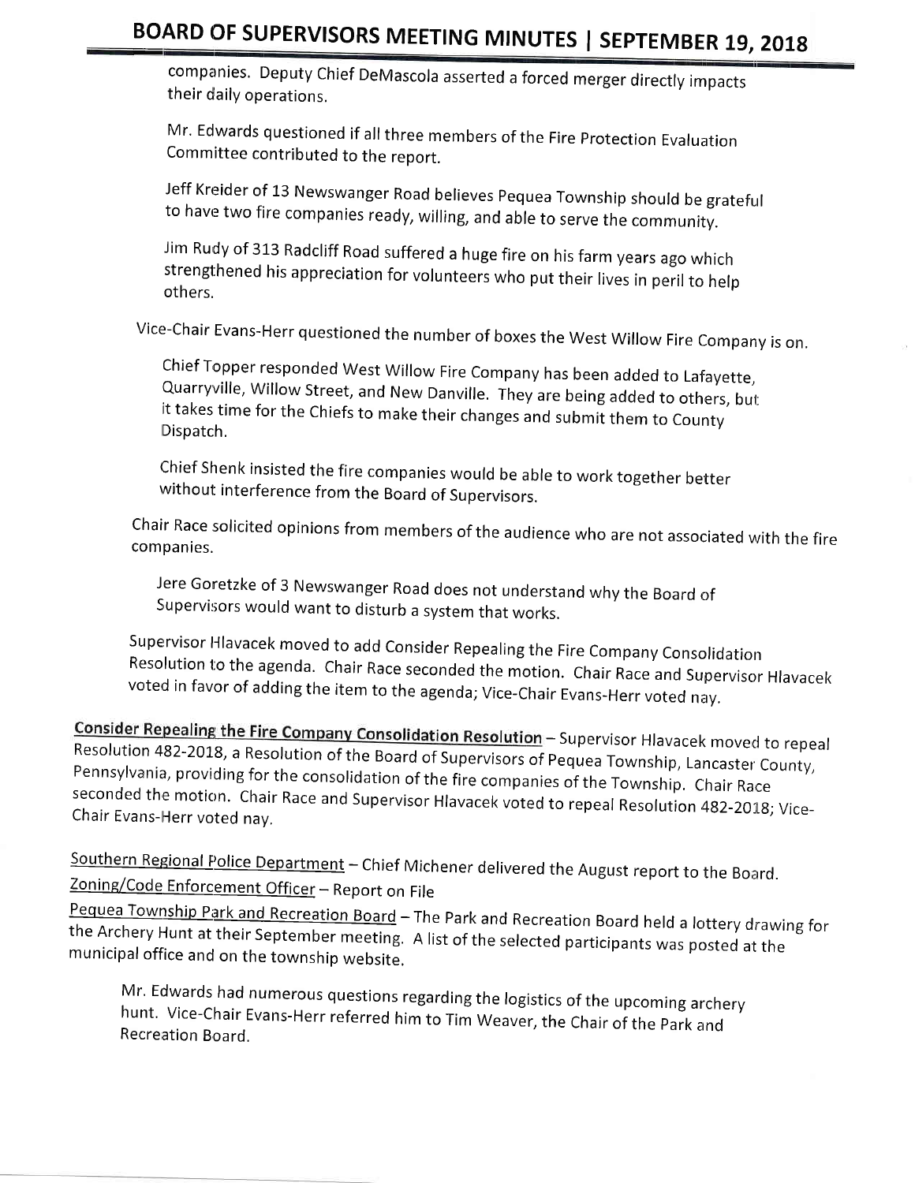companies. Deputy Chief DeMascola asserted a forced merger directly impacts their daily operations.

Mr. Edwards questioned if all three members of the Fire Protection Evaluation Committee contributed to the report.

Jeff Kreider of 13 Newswanger Road believes Pequea Township should be grateful to have two fire companies ready, willing, and able to serve the community.

Jim Rudy of 313 Radcliff Road suffered a huge fire on his farm years ago which strengthened his appreciation for volunteers who put their lives in peril to help others.

Vice-Chair Evans-Herr questioned the number of boxes the West Willow Fire Company is on.

Chief Topper responded West Willow Fire Company has been added to Lafayette, Quarryville, Willow Street, and New Danville. They are being added to others, but it takes time for the Chiefs to make their changes and submit them to County Dispatch.

Chief Shenk insisted the fire companies would be able to work together better without interference from the Board of Supervisors.

Chair Race solicited opinions from members of the audience who are not associated with the fire companies.

Jere Goretzke of 3 Newswanger Road does not understand why the Board of Supervisors would want to disturb a system that works.

Supervisor Hlavacek moved to add Consider Repealing the Fire Company Consolidation Resolution to the agenda. Chair Race seconded the motion. Chair Race and Supervisor Hlavacek voted in favor of adding the item to the agenda; Vice-Chair Evans-Herr voted nay.

**Consider Repealing the Fire Company Consolidation Resolution** – Supervisor Hlavacek moved to repeal Resolution 482-2018, a Resolution of the Board of Supervisors of Pequea Township, Lancaster County, Pennsylvania, providing for the consolidation of the fire companies of the Township. Chair Race seconded the motion. Chair Race and Supervisor Hlavacek voted to repeal Resolution 482-2018; Vice-Chair Evans-Herr voted nay.

Southern Regional Police Department – Chief Michener delivered the August report to the Board.

Zoning/Code Enforcement Officer – Report on File

Pequea Township Park and Recreation Board – The Park and Recreation Board held a lottery drawing for the Archery Hunt at their September meeting. A list of the selected participants was posted at the municipal office and on the township website.

Mr. Edwards had numerous questions regarding the logistics of the upcoming archery hunt. Vice-Chair Evans-Herr referred him to Tim Weaver, the Chair of the Park and Recreation Board.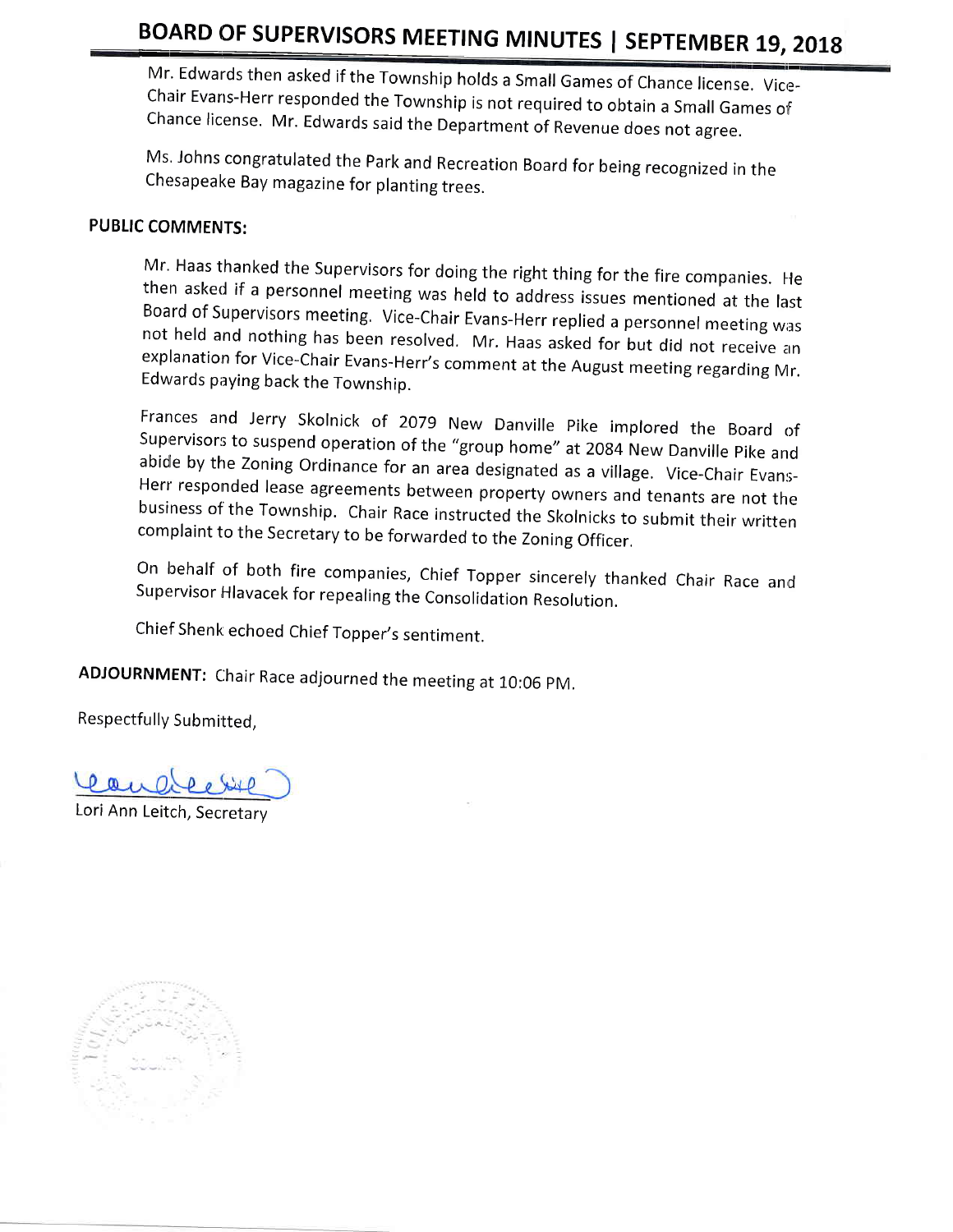Mr. Edwards then asked if the Township holds a Small Games of Chance license. Vice-Chair Evans-Herr responded the Township is not required to obtain a Small Games of Chance license. Mr. Edwards said the Department of Revenue does not agree.

Ms. Johns congratulated the Park and Recreation Board for being recognized in the Chesapeake Bay magazine for planting trees.

**PUBLIC COMMENTS:**

Mr. Haas thanked the Supervisors for doing the right thing for the fire companies. He then asked if a personnel meeting was held to address issues mentioned at the last Board of Supervisors meeting. Vice-Chair Evans-Herr replied a personnel meeting was not held and nothing has been resolved. Mr. Haas asked for but did not receive an explanation for Vice-Chair Evans-Herr's comment at the August meeting regarding Mr. Edwards paying back the Township.

Frances and Jerry Skolnick of 2079 New Danville Pike implored the Board of Supervisors to suspend operation of the "group home" at 2084 New Danville Pike and abide by the Zoning Ordinance for an area designated as a village. Vice-Chair Evans-Herr responded lease agreements between property owners and tenants are not the business of the Township. Chair Race instructed the Skolnicks to submit their written complaint to the Secretary to be forwarded to the Zoning Officer.

On behalf of both fire companies, Chief Topper sincerely thanked Chair Race and Supervisor Hlavacek for repealing the Consolidation Resolution.

Chief Shenk echoed Chief Topper's sentiment.

**ADJOURNMENT:** Chair Race adjourned the meeting at 10:06 PM.

Respectfully Submitted,

Lori Ann Leitch, Secretary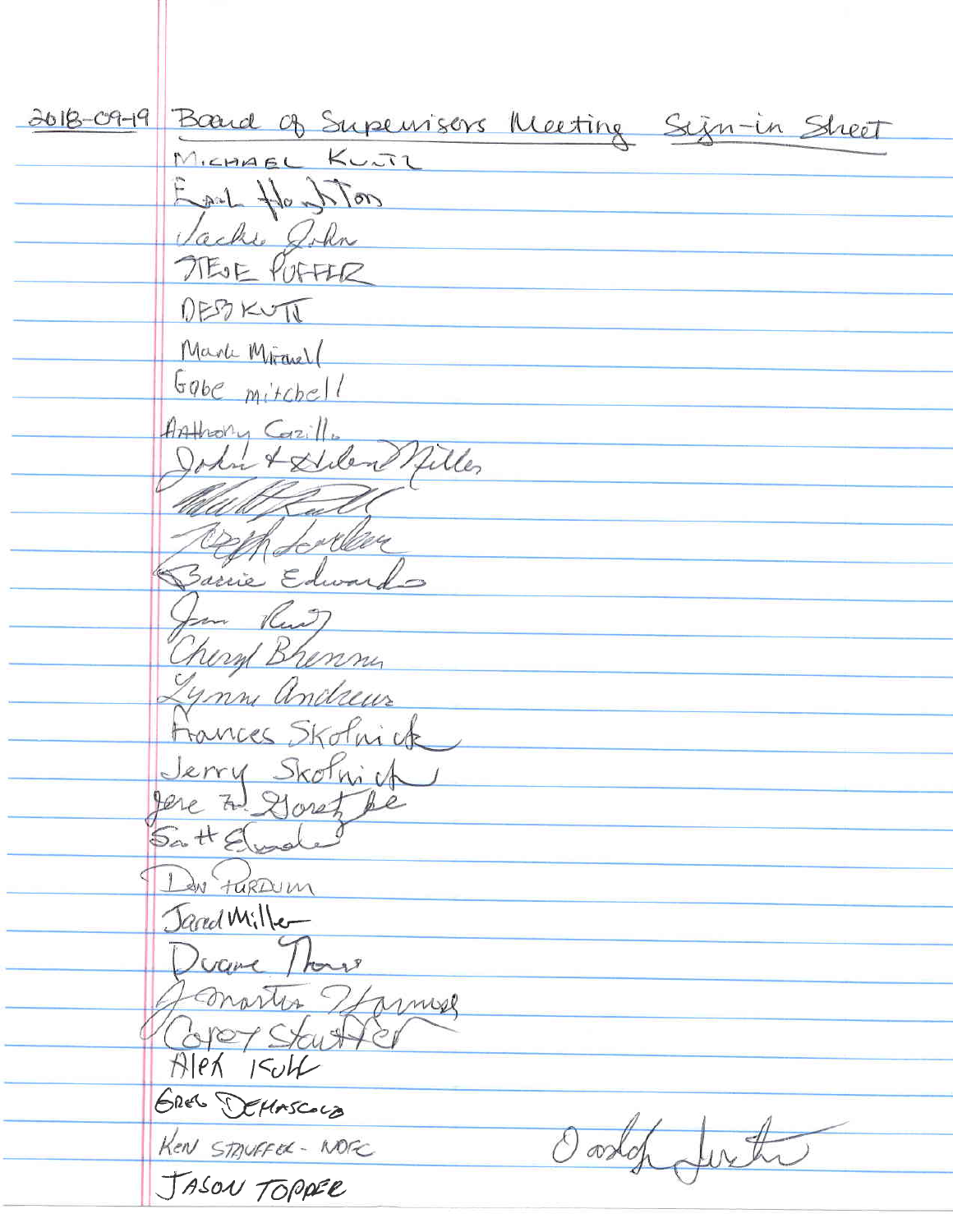2018-09-19 Board of Supervisors Meeting Sign-in Sheet

MICHAEL KUTZ
Earl Houston
Jackie John
STEVE PUFFER
DEB KUTZ
Mark Mitchell
Gabe mitchell
Anthony Cazillo
John + Helen Miller
Matt Ruth
Joseph Lorellan
Barrie Edwards
Jim Ruth
Cheryl Brenner
Lynn Andrews
Frances Skolnick
Jerry Skolnick
Jere M. Gorentze
Scott Edwards
Don PURDUM
Jared Miller
Duane Thomas
Jonathan Harmes
Corey Stauffer
Alex Kuhl
GREG DEMASCOLO
KEN STAUFFER - NOFC
JASON TOPPER
Randolph Justin